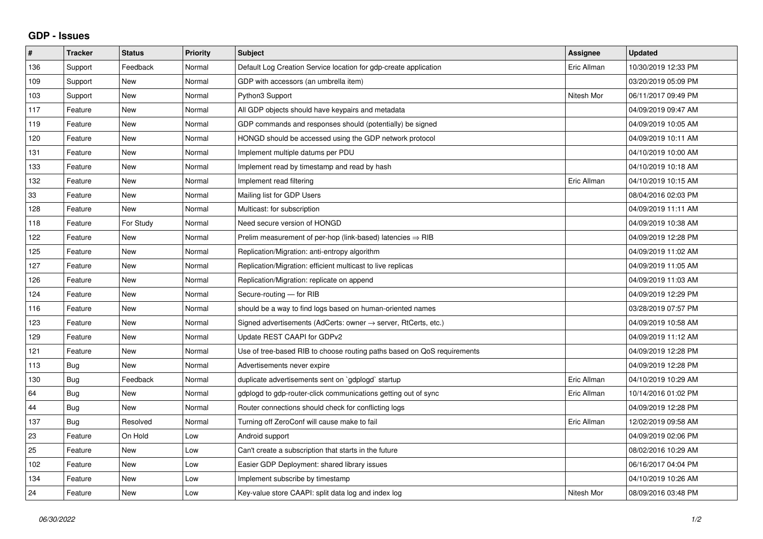## GDP - Issues

| # | Tracker | Status | Priority | Subject | Assignee | Updated |
|---|---|---|---|---|---|---|
| 136 | Support | Feedback | Normal | Default Log Creation Service location for gdp-create application | Eric Allman | 10/30/2019 12:33 PM |
| 109 | Support | New | Normal | GDP with accessors (an umbrella item) | | 03/20/2019 05:09 PM |
| 103 | Support | New | Normal | Python3 Support | Nitesh Mor | 06/11/2017 09:49 PM |
| 117 | Feature | New | Normal | All GDP objects should have keypairs and metadata | | 04/09/2019 09:47 AM |
| 119 | Feature | New | Normal | GDP commands and responses should (potentially) be signed | | 04/09/2019 10:05 AM |
| 120 | Feature | New | Normal | HONGD should be accessed using the GDP network protocol | | 04/09/2019 10:11 AM |
| 131 | Feature | New | Normal | Implement multiple datums per PDU | | 04/10/2019 10:00 AM |
| 133 | Feature | New | Normal | Implement read by timestamp and read by hash | | 04/10/2019 10:18 AM |
| 132 | Feature | New | Normal | Implement read filtering | Eric Allman | 04/10/2019 10:15 AM |
| 33 | Feature | New | Normal | Mailing list for GDP Users | | 08/04/2016 02:03 PM |
| 128 | Feature | New | Normal | Multicast: for subscription | | 04/09/2019 11:11 AM |
| 118 | Feature | For Study | Normal | Need secure version of HONGD | | 04/09/2019 10:38 AM |
| 122 | Feature | New | Normal | Prelim measurement of per-hop (link-based) latencies ⇒ RIB | | 04/09/2019 12:28 PM |
| 125 | Feature | New | Normal | Replication/Migration: anti-entropy algorithm | | 04/09/2019 11:02 AM |
| 127 | Feature | New | Normal | Replication/Migration: efficient multicast to live replicas | | 04/09/2019 11:05 AM |
| 126 | Feature | New | Normal | Replication/Migration: replicate on append | | 04/09/2019 11:03 AM |
| 124 | Feature | New | Normal | Secure-routing — for RIB | | 04/09/2019 12:29 PM |
| 116 | Feature | New | Normal | should be a way to find logs based on human-oriented names | | 03/28/2019 07:57 PM |
| 123 | Feature | New | Normal | Signed advertisements (AdCerts: owner → server, RtCerts, etc.) | | 04/09/2019 10:58 AM |
| 129 | Feature | New | Normal | Update REST CAAPI for GDPv2 | | 04/09/2019 11:12 AM |
| 121 | Feature | New | Normal | Use of tree-based RIB to choose routing paths based on QoS requirements | | 04/09/2019 12:28 PM |
| 113 | Bug | New | Normal | Advertisements never expire | | 04/09/2019 12:28 PM |
| 130 | Bug | Feedback | Normal | duplicate advertisements sent on `gdplogd` startup | Eric Allman | 04/10/2019 10:29 AM |
| 64 | Bug | New | Normal | gdplogd to gdp-router-click communications getting out of sync | Eric Allman | 10/14/2016 01:02 PM |
| 44 | Bug | New | Normal | Router connections should check for conflicting logs | | 04/09/2019 12:28 PM |
| 137 | Bug | Resolved | Normal | Turning off ZeroConf will cause make to fail | Eric Allman | 12/02/2019 09:58 AM |
| 23 | Feature | On Hold | Low | Android support | | 04/09/2019 02:06 PM |
| 25 | Feature | New | Low | Can't create a subscription that starts in the future | | 08/02/2016 10:29 AM |
| 102 | Feature | New | Low | Easier GDP Deployment: shared library issues | | 06/16/2017 04:04 PM |
| 134 | Feature | New | Low | Implement subscribe by timestamp | | 04/10/2019 10:26 AM |
| 24 | Feature | New | Low | Key-value store CAAPI: split data log and index log | Nitesh Mor | 08/09/2016 03:48 PM |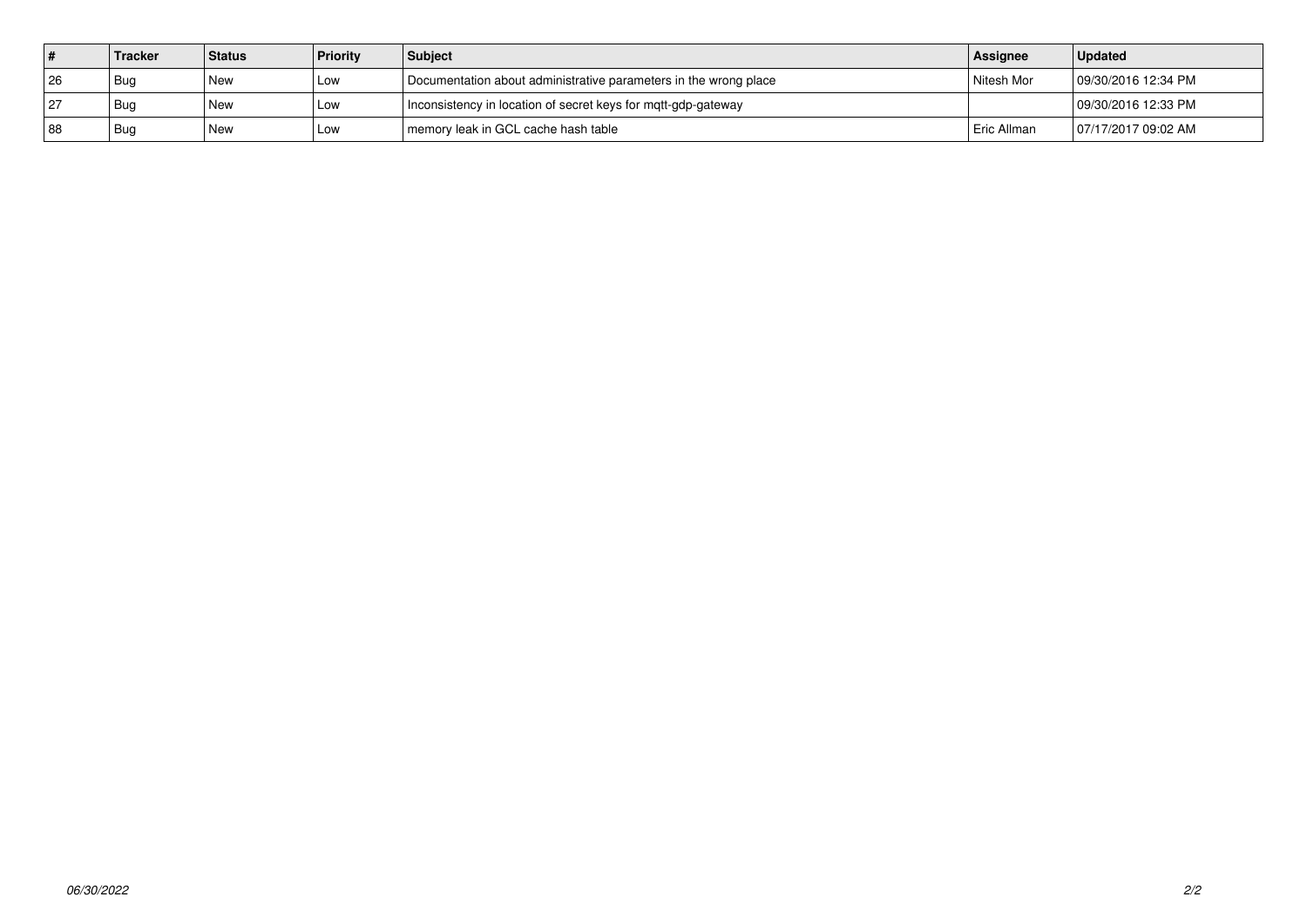| # | Tracker | Status | Priority | Subject | Assignee | Updated |
|---|---|---|---|---|---|---|
| 26 | Bug | New | Low | Documentation about administrative parameters in the wrong place | Nitesh Mor | 09/30/2016 12:34 PM |
| 27 | Bug | New | Low | Inconsistency in location of secret keys for mqtt-gdp-gateway | | 09/30/2016 12:33 PM |
| 88 | Bug | New | Low | memory leak in GCL cache hash table | Eric Allman | 07/17/2017 09:02 AM |